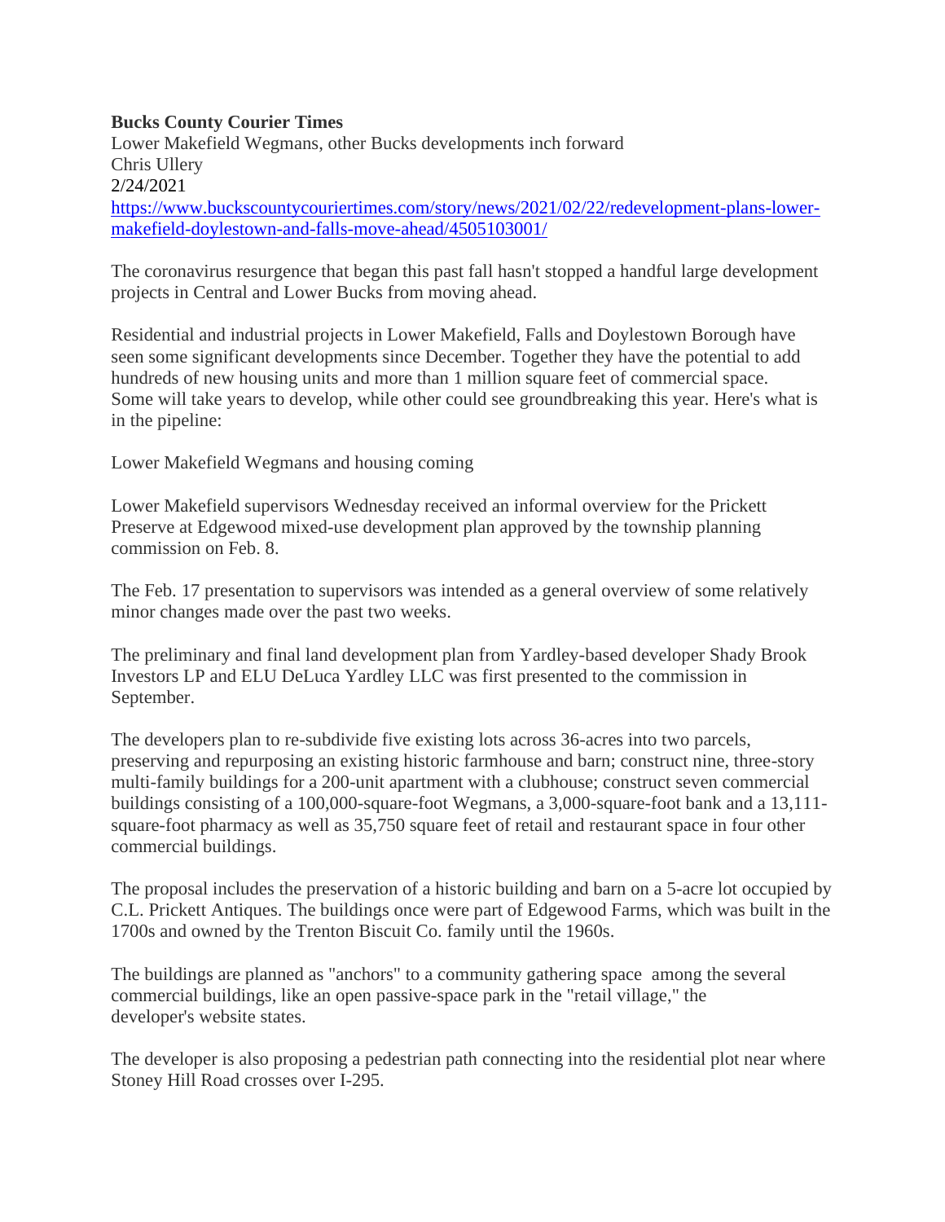**Bucks County Courier Times**
Lower Makefield Wegmans, other Bucks developments inch forward
Chris Ullery
2/24/2021
[https://www.buckscountycouriertimes.com/story/news/2021/02/22/redevelopment-plans-lower-makefield-doylestown-and-falls-move-ahead/4505103001/](https://www.buckscountycouriertimes.com/story/news/2021/02/22/redevelopment-plans-lower-makefield-doylestown-and-falls-move-ahead/4505103001/)

The coronavirus resurgence that began this past fall hasn't stopped a handful large development projects in Central and Lower Bucks from moving ahead.

Residential and industrial projects in Lower Makefield, Falls and Doylestown Borough have seen some significant developments since December. Together they have the potential to add hundreds of new housing units and more than 1 million square feet of commercial space. Some will take years to develop, while other could see groundbreaking this year. Here's what is in the pipeline:

Lower Makefield Wegmans and housing coming

Lower Makefield supervisors Wednesday received an informal overview for the Prickett Preserve at Edgewood mixed-use development plan approved by the township planning commission on Feb. 8.

The Feb. 17 presentation to supervisors was intended as a general overview of some relatively minor changes made over the past two weeks.

The preliminary and final land development plan from Yardley-based developer Shady Brook Investors LP and ELU DeLuca Yardley LLC was first presented to the commission in September.

The developers plan to re-subdivide five existing lots across 36-acres into two parcels, preserving and repurposing an existing historic farmhouse and barn; construct nine, three-story multi-family buildings for a 200-unit apartment with a clubhouse; construct seven commercial buildings consisting of a 100,000-square-foot Wegmans, a 3,000-square-foot bank and a 13,111-square-foot pharmacy as well as 35,750 square feet of retail and restaurant space in four other commercial buildings.

The proposal includes the preservation of a historic building and barn on a 5-acre lot occupied by C.L. Prickett Antiques. The buildings once were part of Edgewood Farms, which was built in the 1700s and owned by the Trenton Biscuit Co. family until the 1960s.

The buildings are planned as "anchors" to a community gathering space among the several commercial buildings, like an open passive-space park in the "retail village," the developer's website states.

The developer is also proposing a pedestrian path connecting into the residential plot near where Stoney Hill Road crosses over I-295.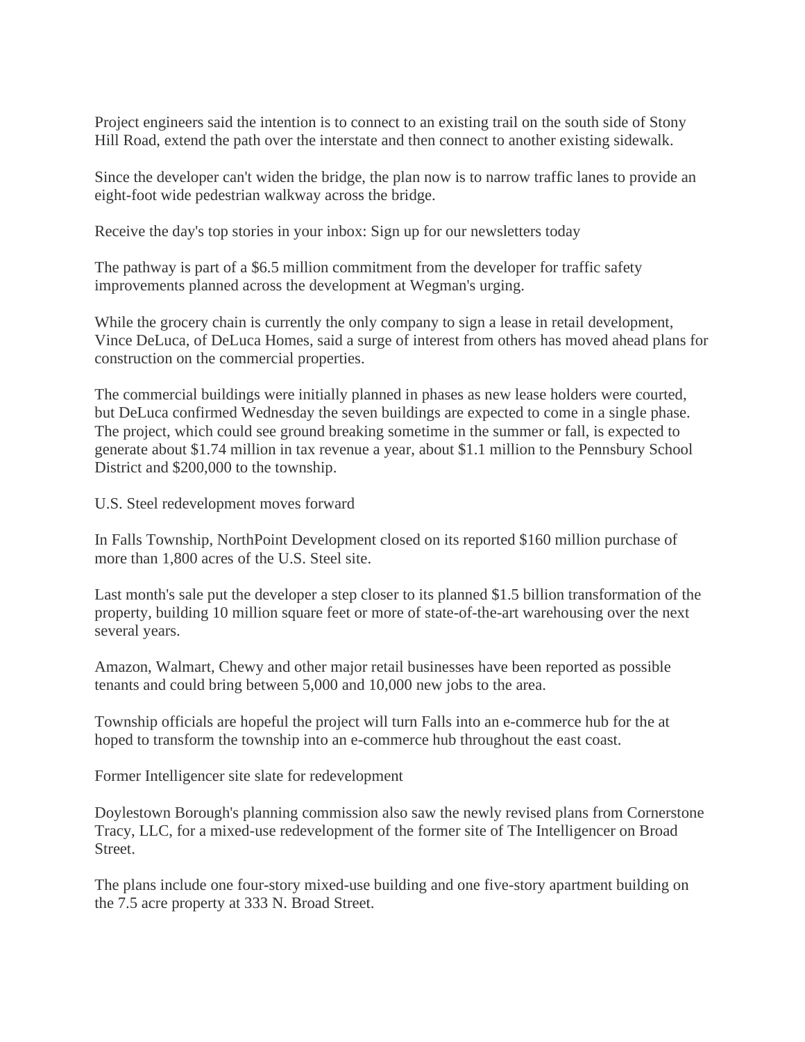Project engineers said the intention is to connect to an existing trail on the south side of Stony Hill Road, extend the path over the interstate and then connect to another existing sidewalk.

Since the developer can't widen the bridge, the plan now is to narrow traffic lanes to provide an eight-foot wide pedestrian walkway across the bridge.

Receive the day's top stories in your inbox: Sign up for our newsletters today

The pathway is part of a $6.5 million commitment from the developer for traffic safety improvements planned across the development at Wegman's urging.

While the grocery chain is currently the only company to sign a lease in retail development, Vince DeLuca, of DeLuca Homes, said a surge of interest from others has moved ahead plans for construction on the commercial properties.

The commercial buildings were initially planned in phases as new lease holders were courted, but DeLuca confirmed Wednesday the seven buildings are expected to come in a single phase. The project, which could see ground breaking sometime in the summer or fall, is expected to generate about $1.74 million in tax revenue a year, about $1.1 million to the Pennsbury School District and $200,000 to the township.

## U.S. Steel redevelopment moves forward

In Falls Township, NorthPoint Development closed on its reported $160 million purchase of more than 1,800 acres of the U.S. Steel site.

Last month's sale put the developer a step closer to its planned $1.5 billion transformation of the property, building 10 million square feet or more of state-of-the-art warehousing over the next several years.

Amazon, Walmart, Chewy and other major retail businesses have been reported as possible tenants and could bring between 5,000 and 10,000 new jobs to the area.

Township officials are hopeful the project will turn Falls into an e-commerce hub for the at hoped to transform the township into an e-commerce hub throughout the east coast.

## Former Intelligencer site slate for redevelopment

Doylestown Borough's planning commission also saw the newly revised plans from Cornerstone Tracy, LLC, for a mixed-use redevelopment of the former site of The Intelligencer on Broad Street.

The plans include one four-story mixed-use building and one five-story apartment building on the 7.5 acre property at 333 N. Broad Street.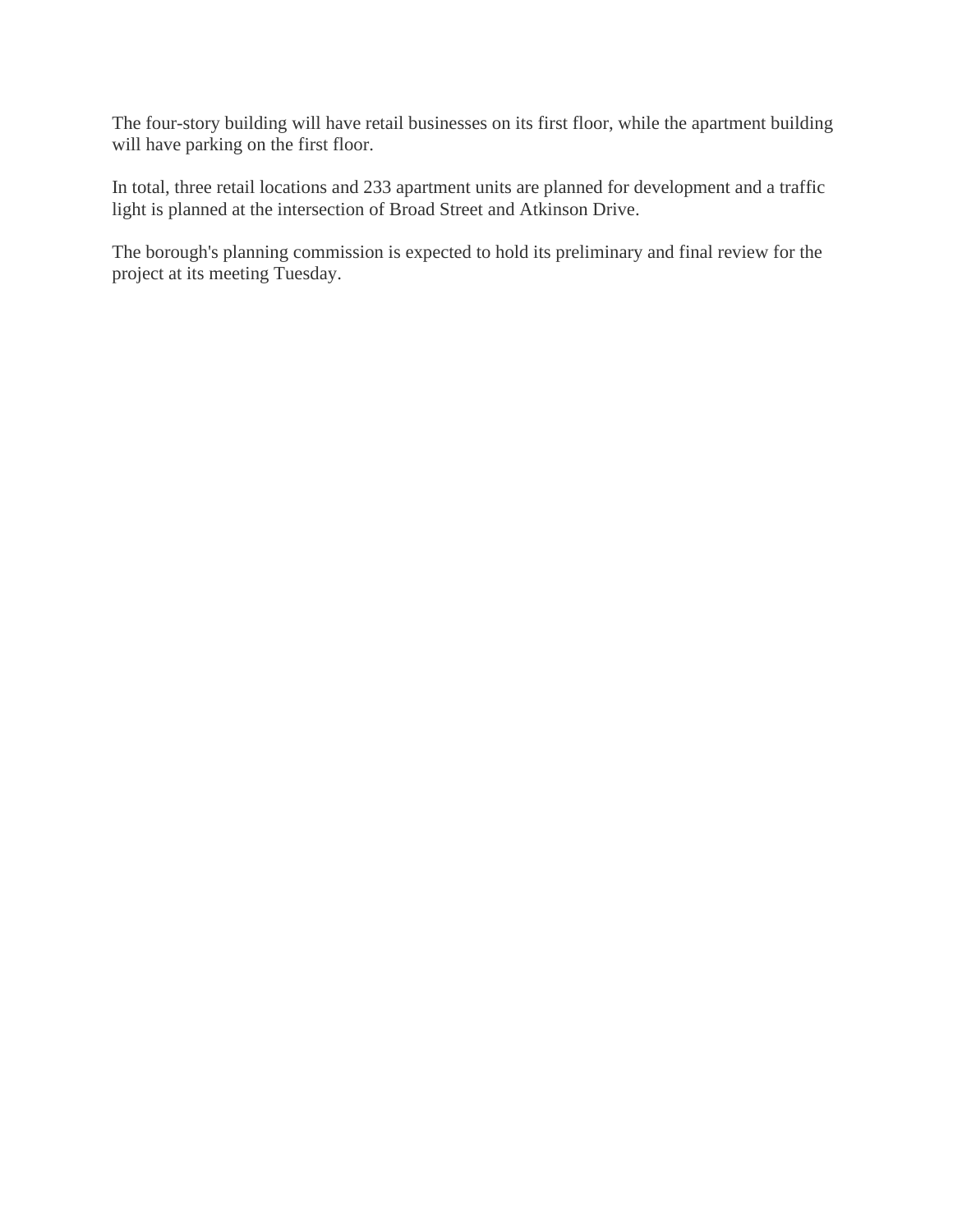The four-story building will have retail businesses on its first floor, while the apartment building will have parking on the first floor.

In total, three retail locations and 233 apartment units are planned for development and a traffic light is planned at the intersection of Broad Street and Atkinson Drive.

The borough's planning commission is expected to hold its preliminary and final review for the project at its meeting Tuesday.